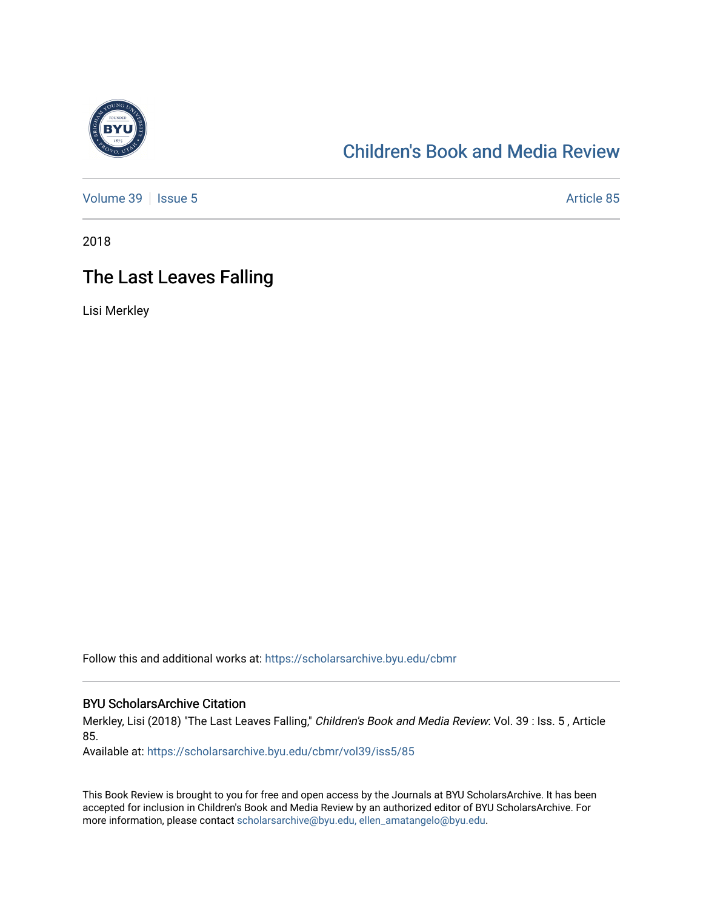Children's Book and Media Review

Volume 39 | Issue 5 — Article 85

2018

# The Last Leaves Falling

Lisi Merkley

Follow this and additional works at: https://scholarsarchive.byu.edu/cbmr

## BYU ScholarsArchive Citation

Merkley, Lisi (2018) "The Last Leaves Falling," *Children's Book and Media Review*: Vol. 39 : Iss. 5 , Article 85.
Available at: https://scholarsarchive.byu.edu/cbmr/vol39/iss5/85

This Book Review is brought to you for free and open access by the Journals at BYU ScholarsArchive. It has been accepted for inclusion in Children's Book and Media Review by an authorized editor of BYU ScholarsArchive. For more information, please contact scholarsarchive@byu.edu, ellen_amatangelo@byu.edu.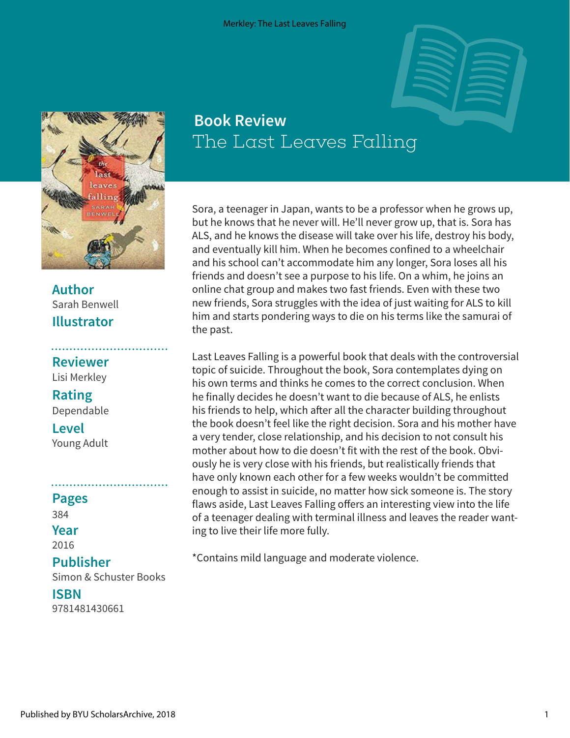## Book Review

# The Last Leaves Falling

**Author**
Sarah Benwell

**Illustrator**

**Reviewer**
Lisi Merkley

**Rating**
Dependable

**Level**
Young Adult

**Pages**
384

**Year**
2016

**Publisher**
Simon & Schuster Books

**ISBN**
9781481430661

Sora, a teenager in Japan, wants to be a professor when he grows up, but he knows that he never will. He'll never grow up, that is. Sora has ALS, and he knows the disease will take over his life, destroy his body, and eventually kill him. When he becomes confined to a wheelchair and his school can't accommodate him any longer, Sora loses all his friends and doesn't see a purpose to his life. On a whim, he joins an online chat group and makes two fast friends. Even with these two new friends, Sora struggles with the idea of just waiting for ALS to kill him and starts pondering ways to die on his terms like the samurai of the past.

Last Leaves Falling is a powerful book that deals with the controversial topic of suicide. Throughout the book, Sora contemplates dying on his own terms and thinks he comes to the correct conclusion. When he finally decides he doesn't want to die because of ALS, he enlists his friends to help, which after all the character building throughout the book doesn't feel like the right decision. Sora and his mother have a very tender, close relationship, and his decision to not consult his mother about how to die doesn't fit with the rest of the book. Obviously he is very close with his friends, but realistically friends that have only known each other for a few weeks wouldn't be committed enough to assist in suicide, no matter how sick someone is. The story flaws aside, Last Leaves Falling offers an interesting view into the life of a teenager dealing with terminal illness and leaves the reader wanting to live their life more fully.

*Contains mild language and moderate violence.

Published by BYU ScholarsArchive, 2018